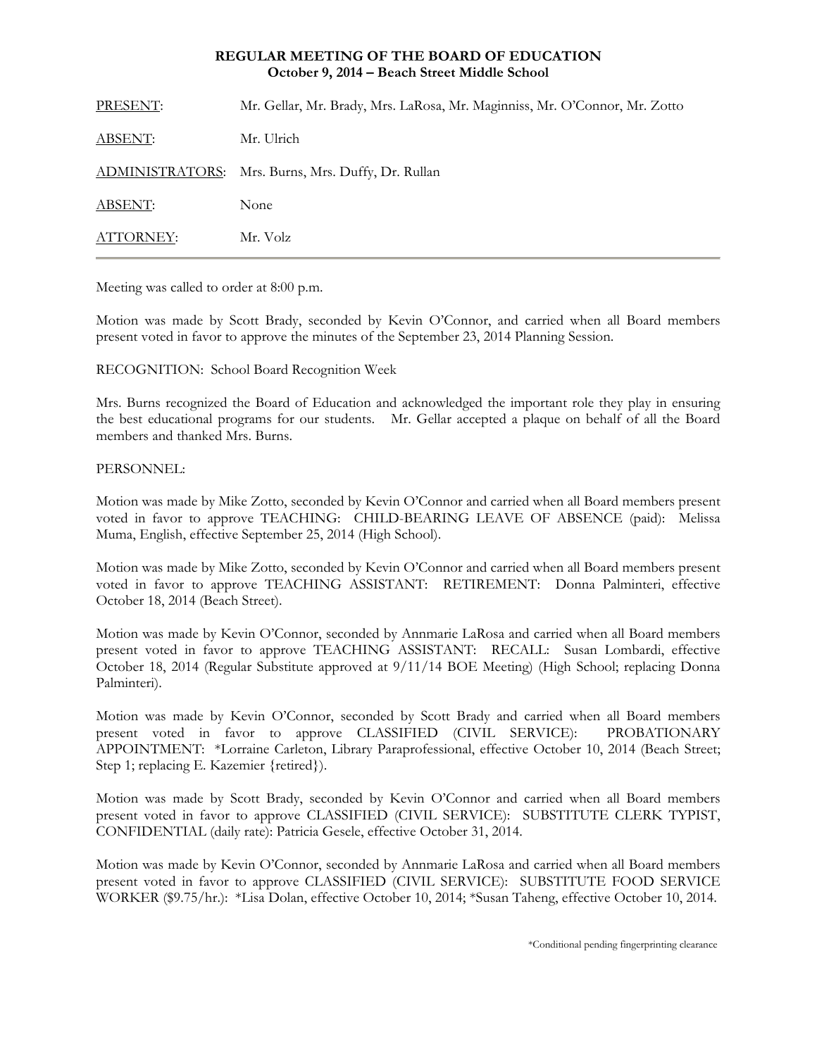# REGULAR MEETING OF THE BOARD OF EDUCATION
## October 9, 2014 – Beach Street Middle School

| | |
|---|---|
| PRESENT: | Mr. Gellar, Mr. Brady, Mrs. LaRosa, Mr. Maginniss, Mr. O'Connor, Mr. Zotto |
| ABSENT: | Mr. Ulrich |
| ADMINISTRATORS: | Mrs. Burns, Mrs. Duffy, Dr. Rullan |
| ABSENT: | None |
| ATTORNEY: | Mr. Volz |

Meeting was called to order at 8:00 p.m.

Motion was made by Scott Brady, seconded by Kevin O'Connor, and carried when all Board members present voted in favor to approve the minutes of the September 23, 2014 Planning Session.

RECOGNITION: School Board Recognition Week

Mrs. Burns recognized the Board of Education and acknowledged the important role they play in ensuring the best educational programs for our students. Mr. Gellar accepted a plaque on behalf of all the Board members and thanked Mrs. Burns.

PERSONNEL:

Motion was made by Mike Zotto, seconded by Kevin O'Connor and carried when all Board members present voted in favor to approve TEACHING: CHILD-BEARING LEAVE OF ABSENCE (paid): Melissa Muma, English, effective September 25, 2014 (High School).

Motion was made by Mike Zotto, seconded by Kevin O'Connor and carried when all Board members present voted in favor to approve TEACHING ASSISTANT: RETIREMENT: Donna Palminteri, effective October 18, 2014 (Beach Street).

Motion was made by Kevin O'Connor, seconded by Annmarie LaRosa and carried when all Board members present voted in favor to approve TEACHING ASSISTANT: RECALL: Susan Lombardi, effective October 18, 2014 (Regular Substitute approved at 9/11/14 BOE Meeting) (High School; replacing Donna Palminteri).

Motion was made by Kevin O'Connor, seconded by Scott Brady and carried when all Board members present voted in favor to approve CLASSIFIED (CIVIL SERVICE): PROBATIONARY APPOINTMENT: *Lorraine Carleton, Library Paraprofessional, effective October 10, 2014 (Beach Street; Step 1; replacing E. Kazemier {retired}).

Motion was made by Scott Brady, seconded by Kevin O'Connor and carried when all Board members present voted in favor to approve CLASSIFIED (CIVIL SERVICE): SUBSTITUTE CLERK TYPIST, CONFIDENTIAL (daily rate): Patricia Gesele, effective October 31, 2014.

Motion was made by Kevin O'Connor, seconded by Annmarie LaRosa and carried when all Board members present voted in favor to approve CLASSIFIED (CIVIL SERVICE): SUBSTITUTE FOOD SERVICE WORKER ($9.75/hr.): *Lisa Dolan, effective October 10, 2014; *Susan Taheng, effective October 10, 2014.

*Conditional pending fingerprinting clearance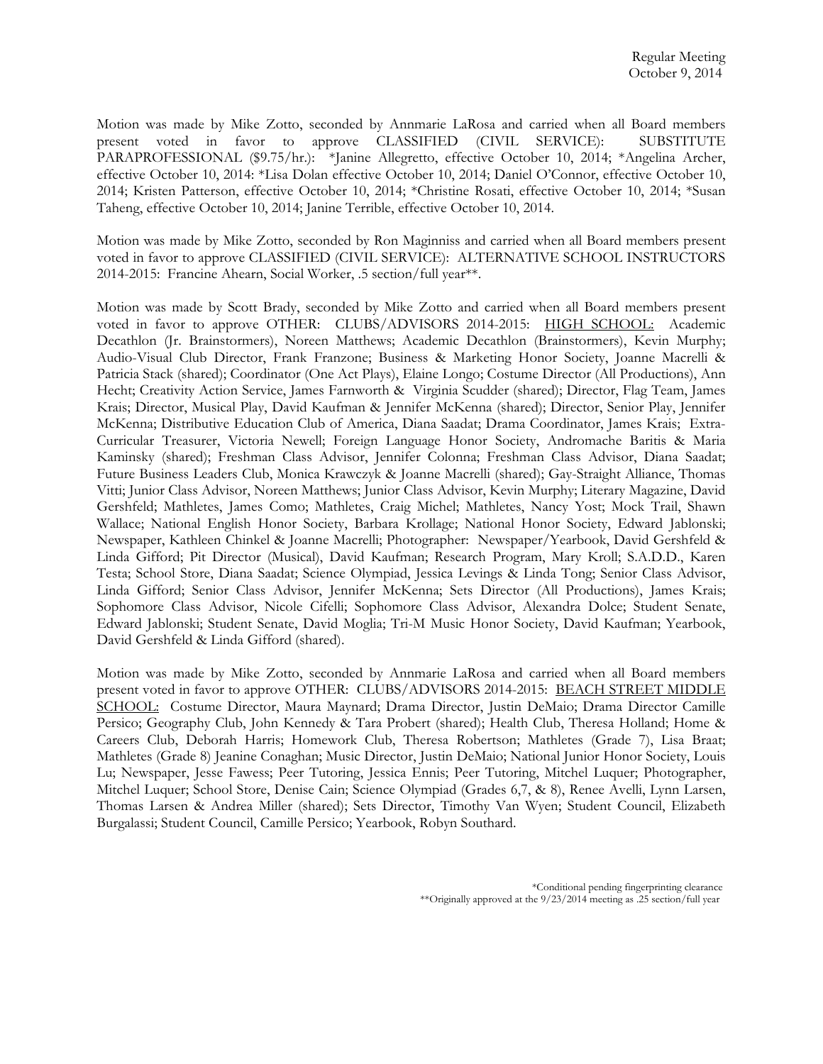Motion was made by Mike Zotto, seconded by Annmarie LaRosa and carried when all Board members present voted in favor to approve CLASSIFIED (CIVIL SERVICE): SUBSTITUTE PARAPROFESSIONAL ($9.75/hr.): *Janine Allegretto, effective October 10, 2014; *Angelina Archer, effective October 10, 2014: *Lisa Dolan effective October 10, 2014; Daniel O'Connor, effective October 10, 2014; Kristen Patterson, effective October 10, 2014; *Christine Rosati, effective October 10, 2014; *Susan Taheng, effective October 10, 2014; Janine Terrible, effective October 10, 2014.

Motion was made by Mike Zotto, seconded by Ron Maginniss and carried when all Board members present voted in favor to approve CLASSIFIED (CIVIL SERVICE): ALTERNATIVE SCHOOL INSTRUCTORS 2014-2015: Francine Ahearn, Social Worker, .5 section/full year**.

Motion was made by Scott Brady, seconded by Mike Zotto and carried when all Board members present voted in favor to approve OTHER: CLUBS/ADVISORS 2014-2015: <u>HIGH SCHOOL:</u> Academic Decathlon (Jr. Brainstormers), Noreen Matthews; Academic Decathlon (Brainstormers), Kevin Murphy; Audio-Visual Club Director, Frank Franzone; Business & Marketing Honor Society, Joanne Macrelli & Patricia Stack (shared); Coordinator (One Act Plays), Elaine Longo; Costume Director (All Productions), Ann Hecht; Creativity Action Service, James Farnworth & Virginia Scudder (shared); Director, Flag Team, James Krais; Director, Musical Play, David Kaufman & Jennifer McKenna (shared); Director, Senior Play, Jennifer McKenna; Distributive Education Club of America, Diana Saadat; Drama Coordinator, James Krais; Extra-Curricular Treasurer, Victoria Newell; Foreign Language Honor Society, Andromache Baritis & Maria Kaminsky (shared); Freshman Class Advisor, Jennifer Colonna; Freshman Class Advisor, Diana Saadat; Future Business Leaders Club, Monica Krawczyk & Joanne Macrelli (shared); Gay-Straight Alliance, Thomas Vitti; Junior Class Advisor, Noreen Matthews; Junior Class Advisor, Kevin Murphy; Literary Magazine, David Gershfeld; Mathletes, James Como; Mathletes, Craig Michel; Mathletes, Nancy Yost; Mock Trail, Shawn Wallace; National English Honor Society, Barbara Krollage; National Honor Society, Edward Jablonski; Newspaper, Kathleen Chinkel & Joanne Macrelli; Photographer: Newspaper/Yearbook, David Gershfeld & Linda Gifford; Pit Director (Musical), David Kaufman; Research Program, Mary Kroll; S.A.D.D., Karen Testa; School Store, Diana Saadat; Science Olympiad, Jessica Levings & Linda Tong; Senior Class Advisor, Linda Gifford; Senior Class Advisor, Jennifer McKenna; Sets Director (All Productions), James Krais; Sophomore Class Advisor, Nicole Cifelli; Sophomore Class Advisor, Alexandra Dolce; Student Senate, Edward Jablonski; Student Senate, David Moglia; Tri-M Music Honor Society, David Kaufman; Yearbook, David Gershfeld & Linda Gifford (shared).

Motion was made by Mike Zotto, seconded by Annmarie LaRosa and carried when all Board members present voted in favor to approve OTHER: CLUBS/ADVISORS 2014-2015: <u>BEACH STREET MIDDLE SCHOOL:</u> Costume Director, Maura Maynard; Drama Director, Justin DeMaio; Drama Director Camille Persico; Geography Club, John Kennedy & Tara Probert (shared); Health Club, Theresa Holland; Home & Careers Club, Deborah Harris; Homework Club, Theresa Robertson; Mathletes (Grade 7), Lisa Braat; Mathletes (Grade 8) Jeanine Conaghan; Music Director, Justin DeMaio; National Junior Honor Society, Louis Lu; Newspaper, Jesse Fawess; Peer Tutoring, Jessica Ennis; Peer Tutoring, Mitchel Luquer; Photographer, Mitchel Luquer; School Store, Denise Cain; Science Olympiad (Grades 6,7, & 8), Renee Avelli, Lynn Larsen, Thomas Larsen & Andrea Miller (shared); Sets Director, Timothy Van Wyen; Student Council, Elizabeth Burgalassi; Student Council, Camille Persico; Yearbook, Robyn Southard.

*Conditional pending fingerprinting clearance
**Originally approved at the 9/23/2014 meeting as .25 section/full year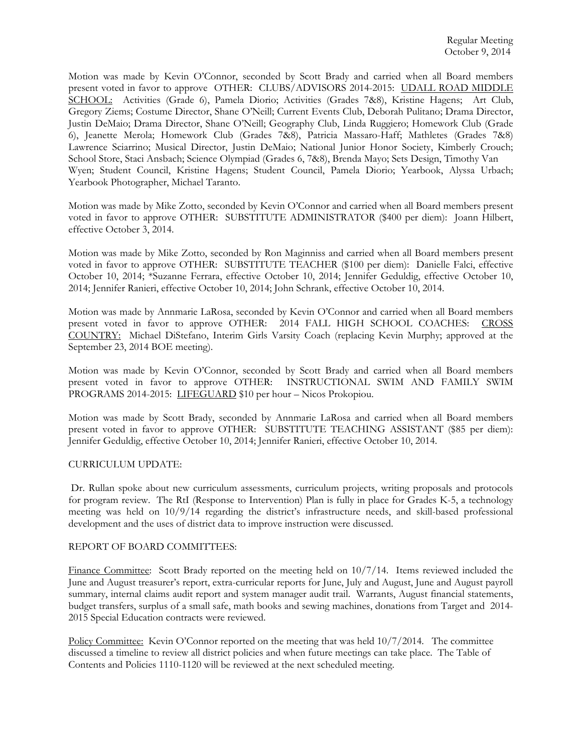Motion was made by Kevin O'Connor, seconded by Scott Brady and carried when all Board members present voted in favor to approve OTHER: CLUBS/ADVISORS 2014-2015: UDALL ROAD MIDDLE SCHOOL: Activities (Grade 6), Pamela Diorio; Activities (Grades 7&8), Kristine Hagens; Art Club, Gregory Ziems; Costume Director, Shane O'Neill; Current Events Club, Deborah Pulitano; Drama Director, Justin DeMaio; Drama Director, Shane O'Neill; Geography Club, Linda Ruggiero; Homework Club (Grade 6), Jeanette Merola; Homework Club (Grades 7&8), Patricia Massaro-Haff; Mathletes (Grades 7&8) Lawrence Sciarrino; Musical Director, Justin DeMaio; National Junior Honor Society, Kimberly Crouch; School Store, Staci Ansbach; Science Olympiad (Grades 6, 7&8), Brenda Mayo; Sets Design, Timothy Van Wyen; Student Council, Kristine Hagens; Student Council, Pamela Diorio; Yearbook, Alyssa Urbach; Yearbook Photographer, Michael Taranto.

Motion was made by Mike Zotto, seconded by Kevin O'Connor and carried when all Board members present voted in favor to approve OTHER: SUBSTITUTE ADMINISTRATOR ($400 per diem): Joann Hilbert, effective October 3, 2014.

Motion was made by Mike Zotto, seconded by Ron Maginniss and carried when all Board members present voted in favor to approve OTHER: SUBSTITUTE TEACHER ($100 per diem): Danielle Falci, effective October 10, 2014; *Suzanne Ferrara, effective October 10, 2014; Jennifer Geduldig, effective October 10, 2014; Jennifer Ranieri, effective October 10, 2014; John Schrank, effective October 10, 2014.

Motion was made by Annmarie LaRosa, seconded by Kevin O'Connor and carried when all Board members present voted in favor to approve OTHER: 2014 FALL HIGH SCHOOL COACHES: CROSS COUNTRY: Michael DiStefano, Interim Girls Varsity Coach (replacing Kevin Murphy; approved at the September 23, 2014 BOE meeting).

Motion was made by Kevin O'Connor, seconded by Scott Brady and carried when all Board members present voted in favor to approve OTHER: INSTRUCTIONAL SWIM AND FAMILY SWIM PROGRAMS 2014-2015: LIFEGUARD $10 per hour – Nicos Prokopiou.

Motion was made by Scott Brady, seconded by Annmarie LaRosa and carried when all Board members present voted in favor to approve OTHER: SUBSTITUTE TEACHING ASSISTANT ($85 per diem): Jennifer Geduldig, effective October 10, 2014; Jennifer Ranieri, effective October 10, 2014.

CURRICULUM UPDATE:

Dr. Rullan spoke about new curriculum assessments, curriculum projects, writing proposals and protocols for program review. The RtI (Response to Intervention) Plan is fully in place for Grades K-5, a technology meeting was held on 10/9/14 regarding the district's infrastructure needs, and skill-based professional development and the uses of district data to improve instruction were discussed.

REPORT OF BOARD COMMITTEES:

Finance Committee: Scott Brady reported on the meeting held on 10/7/14. Items reviewed included the June and August treasurer's report, extra-curricular reports for June, July and August, June and August payroll summary, internal claims audit report and system manager audit trail. Warrants, August financial statements, budget transfers, surplus of a small safe, math books and sewing machines, donations from Target and 2014-2015 Special Education contracts were reviewed.

Policy Committee: Kevin O'Connor reported on the meeting that was held 10/7/2014. The committee discussed a timeline to review all district policies and when future meetings can take place. The Table of Contents and Policies 1110-1120 will be reviewed at the next scheduled meeting.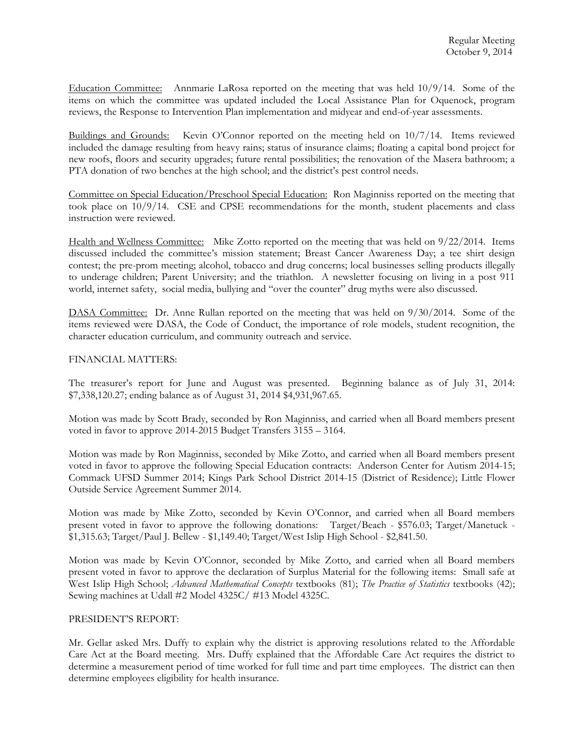Education Committee: Annmarie LaRosa reported on the meeting that was held 10/9/14. Some of the items on which the committee was updated included the Local Assistance Plan for Oquenock, program reviews, the Response to Intervention Plan implementation and midyear and end-of-year assessments.

Buildings and Grounds: Kevin O'Connor reported on the meeting held on 10/7/14. Items reviewed included the damage resulting from heavy rains; status of insurance claims; floating a capital bond project for new roofs, floors and security upgrades; future rental possibilities; the renovation of the Masera bathroom; a PTA donation of two benches at the high school; and the district's pest control needs.

Committee on Special Education/Preschool Special Education: Ron Maginniss reported on the meeting that took place on 10/9/14. CSE and CPSE recommendations for the month, student placements and class instruction were reviewed.

Health and Wellness Committee: Mike Zotto reported on the meeting that was held on 9/22/2014. Items discussed included the committee's mission statement; Breast Cancer Awareness Day; a tee shirt design contest; the pre-prom meeting; alcohol, tobacco and drug concerns; local businesses selling products illegally to underage children; Parent University; and the triathlon. A newsletter focusing on living in a post 911 world, internet safety, social media, bullying and "over the counter" drug myths were also discussed.

DASA Committee: Dr. Anne Rullan reported on the meeting that was held on 9/30/2014. Some of the items reviewed were DASA, the Code of Conduct, the importance of role models, student recognition, the character education curriculum, and community outreach and service.

FINANCIAL MATTERS:

The treasurer's report for June and August was presented. Beginning balance as of July 31, 2014: $7,338,120.27; ending balance as of August 31, 2014 $4,931,967.65.

Motion was made by Scott Brady, seconded by Ron Maginniss, and carried when all Board members present voted in favor to approve 2014-2015 Budget Transfers 3155 – 3164.

Motion was made by Ron Maginniss, seconded by Mike Zotto, and carried when all Board members present voted in favor to approve the following Special Education contracts: Anderson Center for Autism 2014-15; Commack UFSD Summer 2014; Kings Park School District 2014-15 (District of Residence); Little Flower Outside Service Agreement Summer 2014.

Motion was made by Mike Zotto, seconded by Kevin O'Connor, and carried when all Board members present voted in favor to approve the following donations: Target/Beach - $576.03; Target/Manetuck - $1,315.63; Target/Paul J. Bellew - $1,149.40; Target/West Islip High School - $2,841.50.

Motion was made by Kevin O'Connor, seconded by Mike Zotto, and carried when all Board members present voted in favor to approve the declaration of Surplus Material for the following items: Small safe at West Islip High School; *Advanced Mathematical Concepts* textbooks (81); *The Practice of Statistics* textbooks (42); Sewing machines at Udall #2 Model 4325C/ #13 Model 4325C.

PRESIDENT'S REPORT:

Mr. Gellar asked Mrs. Duffy to explain why the district is approving resolutions related to the Affordable Care Act at the Board meeting. Mrs. Duffy explained that the Affordable Care Act requires the district to determine a measurement period of time worked for full time and part time employees. The district can then determine employees eligibility for health insurance.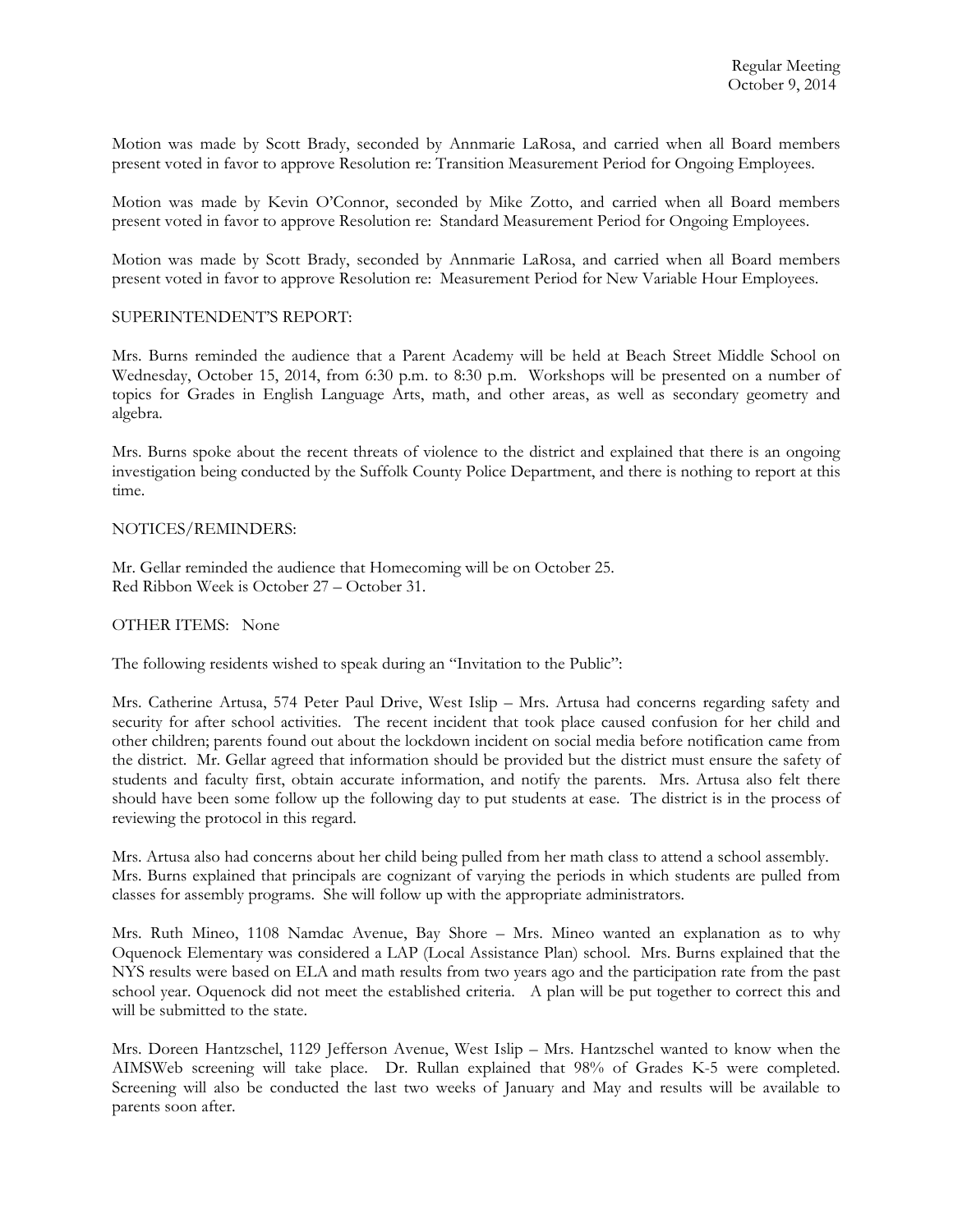Motion was made by Scott Brady, seconded by Annmarie LaRosa, and carried when all Board members present voted in favor to approve Resolution re: Transition Measurement Period for Ongoing Employees.

Motion was made by Kevin O'Connor, seconded by Mike Zotto, and carried when all Board members present voted in favor to approve Resolution re: Standard Measurement Period for Ongoing Employees.

Motion was made by Scott Brady, seconded by Annmarie LaRosa, and carried when all Board members present voted in favor to approve Resolution re: Measurement Period for New Variable Hour Employees.

SUPERINTENDENT'S REPORT:

Mrs. Burns reminded the audience that a Parent Academy will be held at Beach Street Middle School on Wednesday, October 15, 2014, from 6:30 p.m. to 8:30 p.m. Workshops will be presented on a number of topics for Grades in English Language Arts, math, and other areas, as well as secondary geometry and algebra.

Mrs. Burns spoke about the recent threats of violence to the district and explained that there is an ongoing investigation being conducted by the Suffolk County Police Department, and there is nothing to report at this time.

NOTICES/REMINDERS:

Mr. Gellar reminded the audience that Homecoming will be on October 25.
Red Ribbon Week is October 27 – October 31.

OTHER ITEMS: None

The following residents wished to speak during an "Invitation to the Public":

Mrs. Catherine Artusa, 574 Peter Paul Drive, West Islip – Mrs. Artusa had concerns regarding safety and security for after school activities. The recent incident that took place caused confusion for her child and other children; parents found out about the lockdown incident on social media before notification came from the district. Mr. Gellar agreed that information should be provided but the district must ensure the safety of students and faculty first, obtain accurate information, and notify the parents. Mrs. Artusa also felt there should have been some follow up the following day to put students at ease. The district is in the process of reviewing the protocol in this regard.

Mrs. Artusa also had concerns about her child being pulled from her math class to attend a school assembly. Mrs. Burns explained that principals are cognizant of varying the periods in which students are pulled from classes for assembly programs. She will follow up with the appropriate administrators.

Mrs. Ruth Mineo, 1108 Namdac Avenue, Bay Shore – Mrs. Mineo wanted an explanation as to why Oquenock Elementary was considered a LAP (Local Assistance Plan) school. Mrs. Burns explained that the NYS results were based on ELA and math results from two years ago and the participation rate from the past school year. Oquenock did not meet the established criteria. A plan will be put together to correct this and will be submitted to the state.

Mrs. Doreen Hantzschel, 1129 Jefferson Avenue, West Islip – Mrs. Hantzschel wanted to know when the AIMSWeb screening will take place. Dr. Rullan explained that 98% of Grades K-5 were completed. Screening will also be conducted the last two weeks of January and May and results will be available to parents soon after.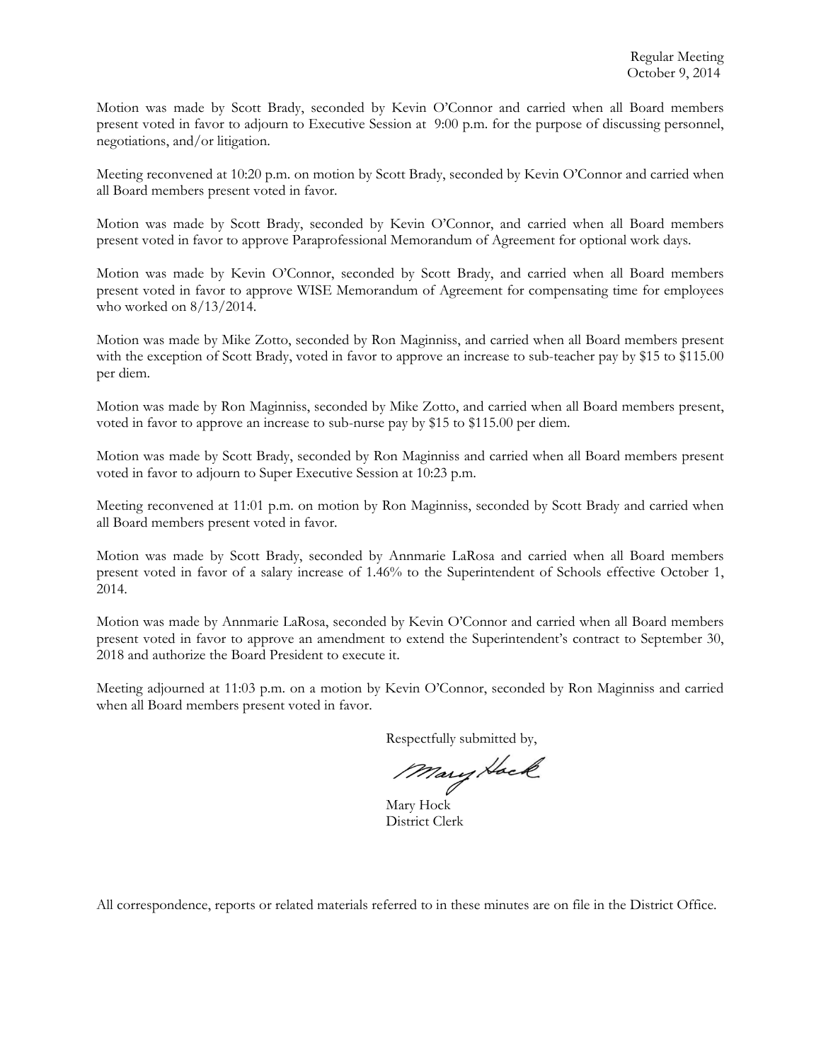Motion was made by Scott Brady, seconded by Kevin O'Connor and carried when all Board members present voted in favor to adjourn to Executive Session at 9:00 p.m. for the purpose of discussing personnel, negotiations, and/or litigation.

Meeting reconvened at 10:20 p.m. on motion by Scott Brady, seconded by Kevin O'Connor and carried when all Board members present voted in favor.

Motion was made by Scott Brady, seconded by Kevin O'Connor, and carried when all Board members present voted in favor to approve Paraprofessional Memorandum of Agreement for optional work days.

Motion was made by Kevin O'Connor, seconded by Scott Brady, and carried when all Board members present voted in favor to approve WISE Memorandum of Agreement for compensating time for employees who worked on 8/13/2014.

Motion was made by Mike Zotto, seconded by Ron Maginniss, and carried when all Board members present with the exception of Scott Brady, voted in favor to approve an increase to sub-teacher pay by $15 to $115.00 per diem.

Motion was made by Ron Maginniss, seconded by Mike Zotto, and carried when all Board members present, voted in favor to approve an increase to sub-nurse pay by $15 to $115.00 per diem.

Motion was made by Scott Brady, seconded by Ron Maginniss and carried when all Board members present voted in favor to adjourn to Super Executive Session at 10:23 p.m.

Meeting reconvened at 11:01 p.m. on motion by Ron Maginniss, seconded by Scott Brady and carried when all Board members present voted in favor.

Motion was made by Scott Brady, seconded by Annmarie LaRosa and carried when all Board members present voted in favor of a salary increase of 1.46% to the Superintendent of Schools effective October 1, 2014.

Motion was made by Annmarie LaRosa, seconded by Kevin O'Connor and carried when all Board members present voted in favor to approve an amendment to extend the Superintendent's contract to September 30, 2018 and authorize the Board President to execute it.

Meeting adjourned at 11:03 p.m. on a motion by Kevin O'Connor, seconded by Ron Maginniss and carried when all Board members present voted in favor.

Respectfully submitted by,

Mary Hock

Mary Hock
District Clerk

All correspondence, reports or related materials referred to in these minutes are on file in the District Office.